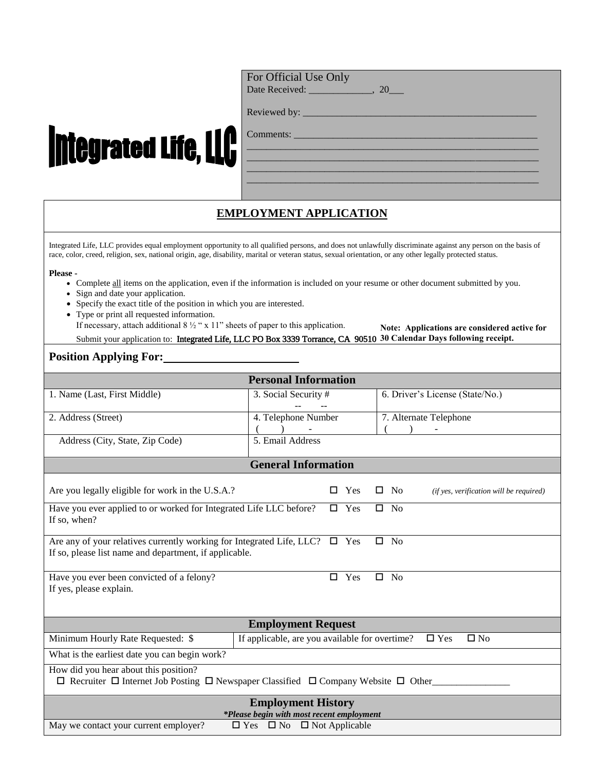# Integrated Life, LLC

For Official Use Only

Date Received: _____________, 20___

Reviewed by: ______________________________________________

Comments: ______________________________________________

________________________________________________________

________________________________________________________

________________________________________________________

________________________________________________________

## EMPLOYMENT APPLICATION

Integrated Life, LLC provides equal employment opportunity to all qualified persons, and does not unlawfully discriminate against any person on the basis of race, color, creed, religion, sex, national origin, age, disability, marital or veteran status, sexual orientation, or any other legally protected status.

**Please -**

- Complete all items on the application, even if the information is included on your resume or other document submitted by you.
- Sign and date your application.
- Specify the exact title of the position in which you are interested.
- Type or print all requested information.

  If necessary, attach additional 8 ½ " x 11" sheets of paper to this application.

  Submit your application to: Integrated Life, LLC PO Box 3339 Torrance, CA 90510

**Note: Applications are considered active for 30 Calendar Days following receipt.**

**Position Applying For:** ________________________

### Personal Information

| | | |
|---|---|---|
| 1. Name (Last, First Middle) | 3. Social Security # <br> -- -- | 6. Driver's License (State/No.) |
| 2. Address (Street) | 4. Telephone Number <br> ( ) - | 7. Alternate Telephone <br> ( ) - |
| Address (City, State, Zip Code) | 5. Email Address | |

### General Information

| | | | |
|---|---|---|---|
| Are you legally eligible for work in the U.S.A.? | ☐ Yes | ☐ No | *(if yes, verification will be required)* |
| Have you ever applied to or worked for Integrated Life LLC before? <br> If so, when? | ☐ Yes | ☐ No | |
| Are any of your relatives currently working for Integrated Life, LLC? <br> If so, please list name and department, if applicable. | ☐ Yes | ☐ No | |
| Have you ever been convicted of a felony? <br> If yes, please explain. | ☐ Yes | ☐ No | |

### Employment Request

| | |
|---|---|
| Minimum Hourly Rate Requested: $ | If applicable, are you available for overtime? ☐ Yes ☐ No |
| What is the earliest date you can begin work? | |
| How did you hear about this position? <br> ☐ Recruiter ☐ Internet Job Posting ☐ Newspaper Classified ☐ Company Website ☐ Other________________ | |

### Employment History

***Please begin with most recent employment**

May we contact your current employer? ☐ Yes ☐ No ☐ Not Applicable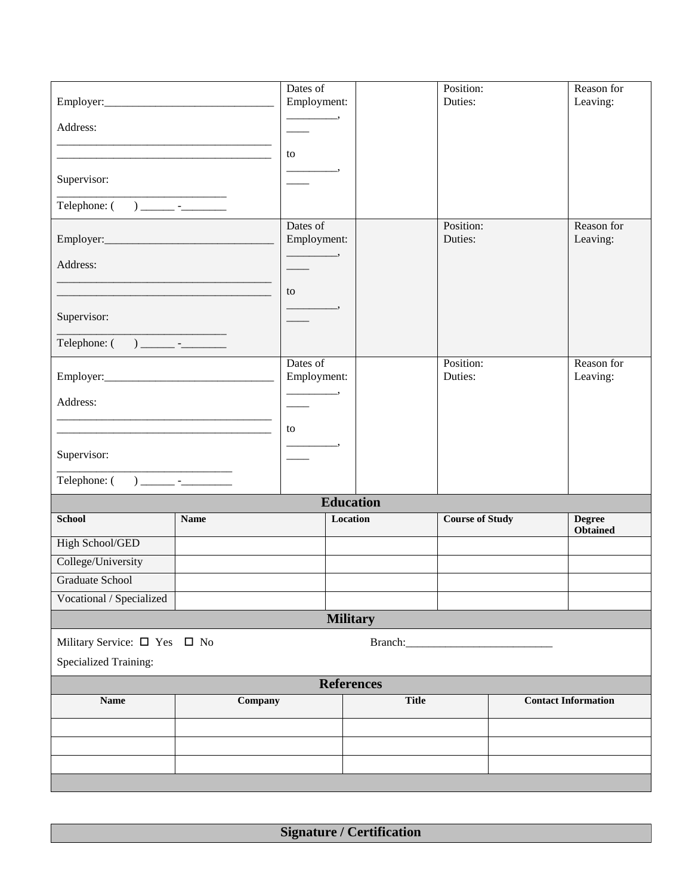| Employer / Address / Supervisor / Telephone | Dates of Employment | | Position / Duties | Reason for Leaving |
|---|---|---|---|---|
| Employer:______________________________<br>Address:<br>______________________________________<br>______________________________________<br>Supervisor:<br>______________________________<br>Telephone: (      ) ______ -________ | Dates of Employment:<br>_________, ____<br>to<br>_________, ____ | | Position:<br>Duties: | Reason for Leaving: |
| Employer:______________________________<br>Address:<br>______________________________________<br>______________________________________<br>Supervisor:<br>______________________________<br>Telephone: (      ) ______ -________ | Dates of Employment:<br>_________, ____<br>to<br>_________, ____ | | Position:<br>Duties: | Reason for Leaving: |
| Employer:______________________________<br>Address:<br>______________________________________<br>______________________________________<br>Supervisor:<br>______________________________<br>Telephone: (      ) ______ -_________ | Dates of Employment:<br>_________, ____<br>to<br>_________, ____ | | Position:<br>Duties: | Reason for Leaving: |

## Education

| School | Name | Location | Course of Study | Degree Obtained |
|---|---|---|---|---|
| High School/GED | | | | |
| College/University | | | | |
| Graduate School | | | | |
| Vocational / Specialized | | | | |

## Military

Military Service: ☐ Yes ☐ No                    Branch:__________________________

Specialized Training:

## References

| Name | Company | Title | Contact Information |
|---|---|---|---|
| | | | |
| | | | |
| | | | |

## Signature / Certification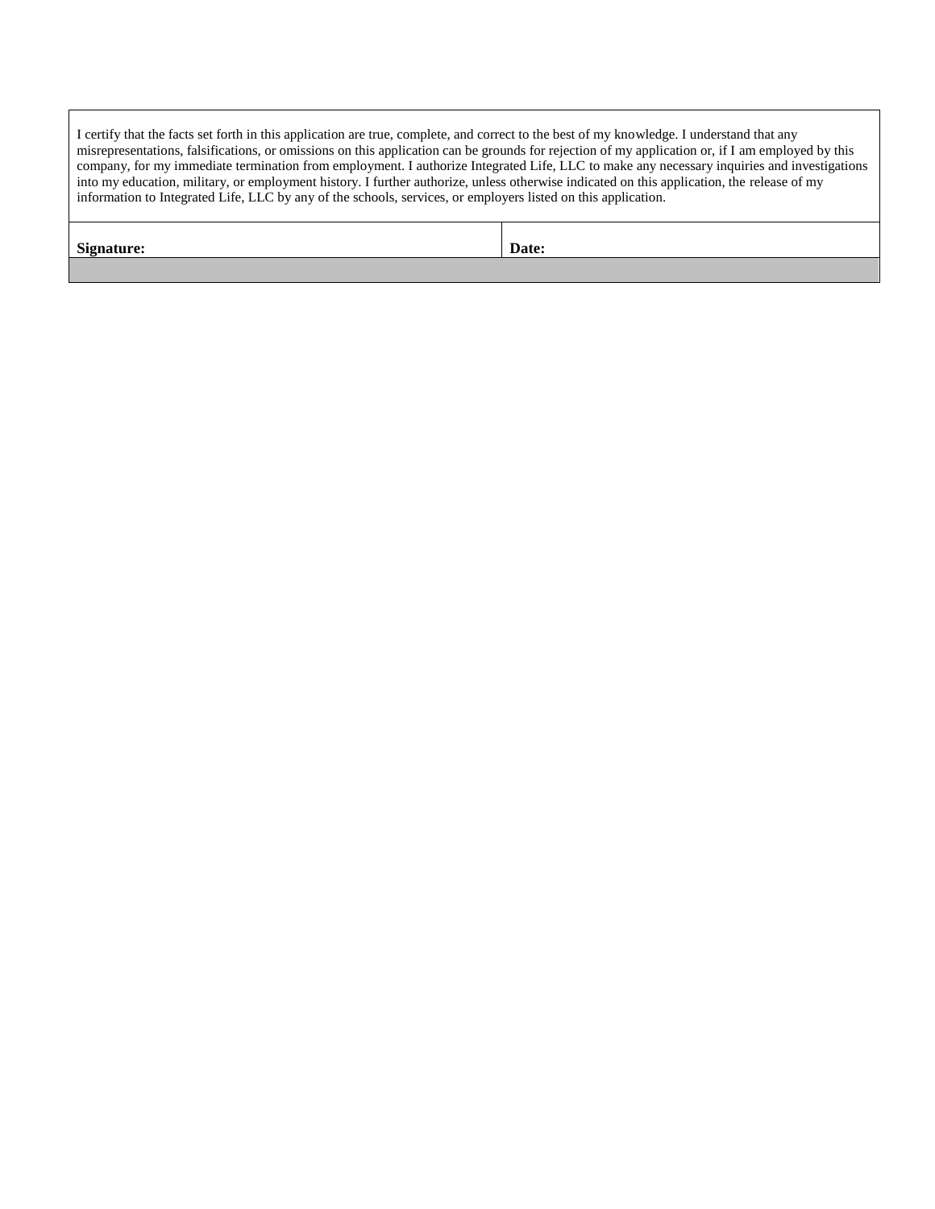I certify that the facts set forth in this application are true, complete, and correct to the best of my knowledge. I understand that any misrepresentations, falsifications, or omissions on this application can be grounds for rejection of my application or, if I am employed by this company, for my immediate termination from employment. I authorize Integrated Life, LLC to make any necessary inquiries and investigations into my education, military, or employment history. I further authorize, unless otherwise indicated on this application, the release of my information to Integrated Life, LLC by any of the schools, services, or employers listed on this application.

| | |
|---|---|
| **Signature:** | **Date:** |